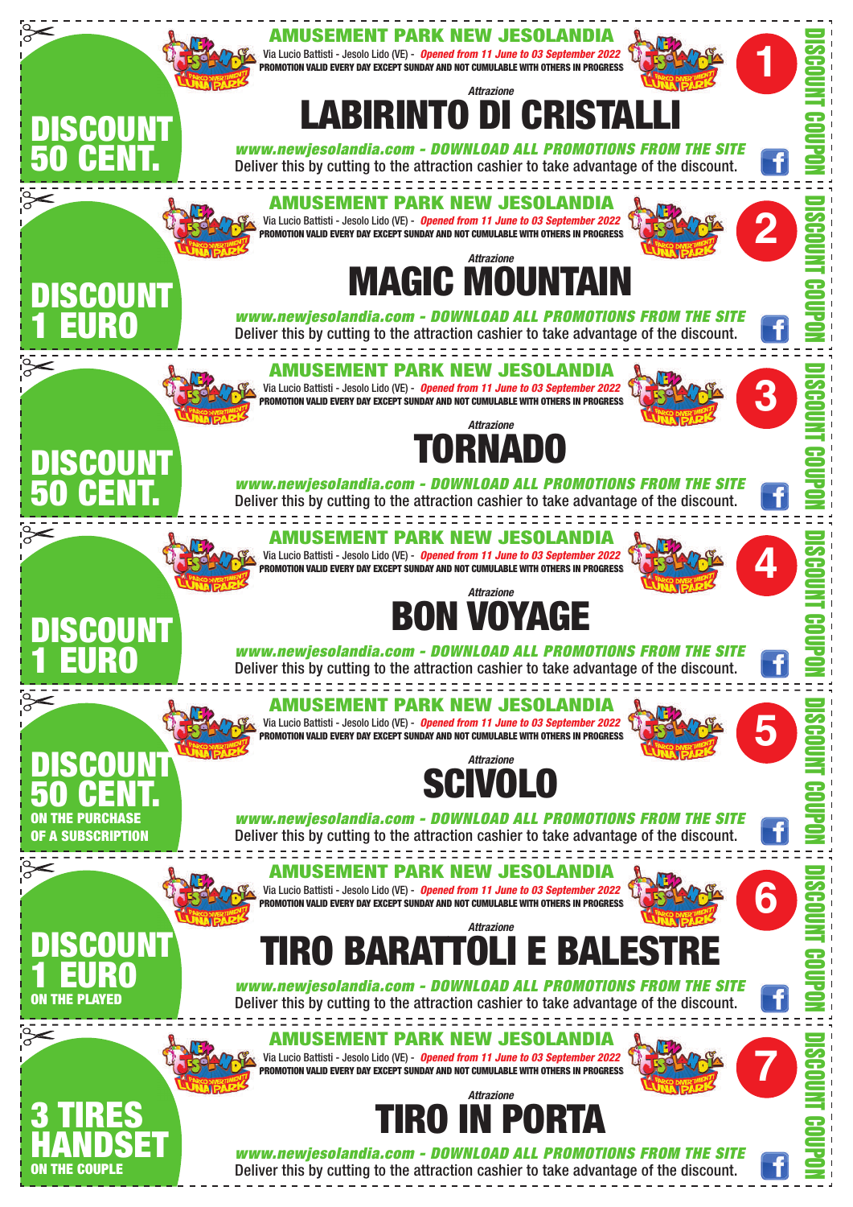## 1

**DISCOUNT 50 CENT.**

**AMUSEMENT PARK NEW JESOLANDIA**

Via Lucio Battisti - Jesolo Lido (VE) - *Opened from 11 June to 03 September 2022*

PROMOTION VALID EVERY DAY EXCEPT SUNDAY AND NOT CUMULABLE WITH OTHERS IN PROGRESS

*Attrazione*

# LABIRINTO DI CRISTALLI

*www.newjesolandia.com - DOWNLOAD ALL PROMOTIONS FROM THE SITE*

Deliver this by cutting to the attraction cashier to take advantage of the discount.

DISCOUNT COUPON

---

## 2

**DISCOUNT 1 EURO**

**AMUSEMENT PARK NEW JESOLANDIA**

Via Lucio Battisti - Jesolo Lido (VE) - *Opened from 11 June to 03 September 2022*

PROMOTION VALID EVERY DAY EXCEPT SUNDAY AND NOT CUMULABLE WITH OTHERS IN PROGRESS

*Attrazione*

# MAGIC MOUNTAIN

*www.newjesolandia.com - DOWNLOAD ALL PROMOTIONS FROM THE SITE*

Deliver this by cutting to the attraction cashier to take advantage of the discount.

DISCOUNT COUPON

---

## 3

**DISCOUNT 50 CENT.**

**AMUSEMENT PARK NEW JESOLANDIA**

Via Lucio Battisti - Jesolo Lido (VE) - *Opened from 11 June to 03 September 2022*

PROMOTION VALID EVERY DAY EXCEPT SUNDAY AND NOT CUMULABLE WITH OTHERS IN PROGRESS

*Attrazione*

# TORNADO

*www.newjesolandia.com - DOWNLOAD ALL PROMOTIONS FROM THE SITE*

Deliver this by cutting to the attraction cashier to take advantage of the discount.

DISCOUNT COUPON

---

## 4

**DISCOUNT 1 EURO**

**AMUSEMENT PARK NEW JESOLANDIA**

Via Lucio Battisti - Jesolo Lido (VE) - *Opened from 11 June to 03 September 2022*

PROMOTION VALID EVERY DAY EXCEPT SUNDAY AND NOT CUMULABLE WITH OTHERS IN PROGRESS

*Attrazione*

# BON VOYAGE

*www.newjesolandia.com - DOWNLOAD ALL PROMOTIONS FROM THE SITE*

Deliver this by cutting to the attraction cashier to take advantage of the discount.

DISCOUNT COUPON

---

## 5

**DISCOUNT 50 CENT.**
**ON THE PURCHASE OF A SUBSCRIPTION**

**AMUSEMENT PARK NEW JESOLANDIA**

Via Lucio Battisti - Jesolo Lido (VE) - *Opened from 11 June to 03 September 2022*

PROMOTION VALID EVERY DAY EXCEPT SUNDAY AND NOT CUMULABLE WITH OTHERS IN PROGRESS

*Attrazione*

# SCIVOLO

*www.newjesolandia.com - DOWNLOAD ALL PROMOTIONS FROM THE SITE*

Deliver this by cutting to the attraction cashier to take advantage of the discount.

DISCOUNT COUPON

---

## 6

**DISCOUNT 1 EURO**
**ON THE PLAYED**

**AMUSEMENT PARK NEW JESOLANDIA**

Via Lucio Battisti - Jesolo Lido (VE) - *Opened from 11 June to 03 September 2022*

PROMOTION VALID EVERY DAY EXCEPT SUNDAY AND NOT CUMULABLE WITH OTHERS IN PROGRESS

*Attrazione*

# TIRO BARATTOLI E BALESTRE

*www.newjesolandia.com - DOWNLOAD ALL PROMOTIONS FROM THE SITE*

Deliver this by cutting to the attraction cashier to take advantage of the discount.

DISCOUNT COUPON

---

## 7

**3 TIRES HANDSET**
**ON THE COUPLE**

**AMUSEMENT PARK NEW JESOLANDIA**

Via Lucio Battisti - Jesolo Lido (VE) - *Opened from 11 June to 03 September 2022*

PROMOTION VALID EVERY DAY EXCEPT SUNDAY AND NOT CUMULABLE WITH OTHERS IN PROGRESS

*Attrazione*

# TIRO IN PORTA

*www.newjesolandia.com - DOWNLOAD ALL PROMOTIONS FROM THE SITE*

Deliver this by cutting to the attraction cashier to take advantage of the discount.

DISCOUNT COUPON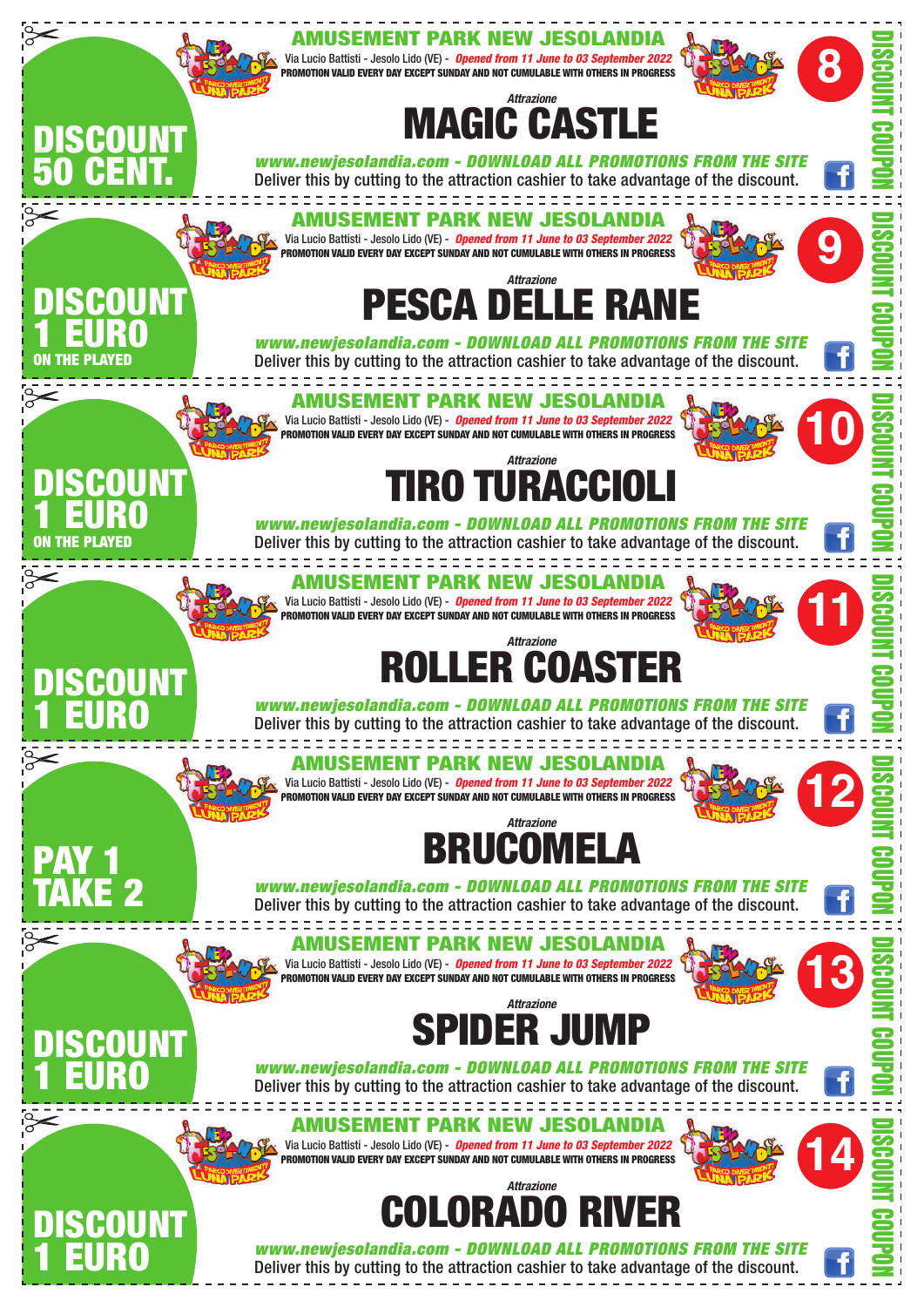## DISCOUNT 50 CENT.

**AMUSEMENT PARK NEW JESOLANDIA**

Via Lucio Battisti - Jesolo Lido (VE) - *Opened from 11 June to 03 September 2022*

**PROMOTION VALID EVERY DAY EXCEPT SUNDAY AND NOT CUMULABLE WITH OTHERS IN PROGRESS**

**8**

*Attrazione*

# MAGIC CASTLE

***www.newjesolandia.com - DOWNLOAD ALL PROMOTIONS FROM THE SITE***

Deliver this by cutting to the attraction cashier to take advantage of the discount.

DISCOUNT COUPON

---

## DISCOUNT 1 EURO

**ON THE PLAYED**

**AMUSEMENT PARK NEW JESOLANDIA**

Via Lucio Battisti - Jesolo Lido (VE) - *Opened from 11 June to 03 September 2022*

**PROMOTION VALID EVERY DAY EXCEPT SUNDAY AND NOT CUMULABLE WITH OTHERS IN PROGRESS**

**9**

*Attrazione*

# PESCA DELLE RANE

***www.newjesolandia.com - DOWNLOAD ALL PROMOTIONS FROM THE SITE***

Deliver this by cutting to the attraction cashier to take advantage of the discount.

DISCOUNT COUPON

---

## DISCOUNT 1 EURO

**ON THE PLAYED**

**AMUSEMENT PARK NEW JESOLANDIA**

Via Lucio Battisti - Jesolo Lido (VE) - *Opened from 11 June to 03 September 2022*

**PROMOTION VALID EVERY DAY EXCEPT SUNDAY AND NOT CUMULABLE WITH OTHERS IN PROGRESS**

**10**

*Attrazione*

# TIRO TURACCIOLI

***www.newjesolandia.com - DOWNLOAD ALL PROMOTIONS FROM THE SITE***

Deliver this by cutting to the attraction cashier to take advantage of the discount.

DISCOUNT COUPON

---

## DISCOUNT 1 EURO

**AMUSEMENT PARK NEW JESOLANDIA**

Via Lucio Battisti - Jesolo Lido (VE) - *Opened from 11 June to 03 September 2022*

**PROMOTION VALID EVERY DAY EXCEPT SUNDAY AND NOT CUMULABLE WITH OTHERS IN PROGRESS**

**11**

*Attrazione*

# ROLLER COASTER

***www.newjesolandia.com - DOWNLOAD ALL PROMOTIONS FROM THE SITE***

Deliver this by cutting to the attraction cashier to take advantage of the discount.

DISCOUNT COUPON

---

## PAY 1 TAKE 2

**AMUSEMENT PARK NEW JESOLANDIA**

Via Lucio Battisti - Jesolo Lido (VE) - *Opened from 11 June to 03 September 2022*

**PROMOTION VALID EVERY DAY EXCEPT SUNDAY AND NOT CUMULABLE WITH OTHERS IN PROGRESS**

**12**

*Attrazione*

# BRUCOMELA

***www.newjesolandia.com - DOWNLOAD ALL PROMOTIONS FROM THE SITE***

Deliver this by cutting to the attraction cashier to take advantage of the discount.

DISCOUNT COUPON

---

## DISCOUNT 1 EURO

**AMUSEMENT PARK NEW JESOLANDIA**

Via Lucio Battisti - Jesolo Lido (VE) - *Opened from 11 June to 03 September 2022*

**PROMOTION VALID EVERY DAY EXCEPT SUNDAY AND NOT CUMULABLE WITH OTHERS IN PROGRESS**

**13**

*Attrazione*

# SPIDER JUMP

***www.newjesolandia.com - DOWNLOAD ALL PROMOTIONS FROM THE SITE***

Deliver this by cutting to the attraction cashier to take advantage of the discount.

DISCOUNT COUPON

---

## DISCOUNT 1 EURO

**AMUSEMENT PARK NEW JESOLANDIA**

Via Lucio Battisti - Jesolo Lido (VE) - *Opened from 11 June to 03 September 2022*

**PROMOTION VALID EVERY DAY EXCEPT SUNDAY AND NOT CUMULABLE WITH OTHERS IN PROGRESS**

**14**

*Attrazione*

# COLORADO RIVER

***www.newjesolandia.com - DOWNLOAD ALL PROMOTIONS FROM THE SITE***

Deliver this by cutting to the attraction cashier to take advantage of the discount.

DISCOUNT COUPON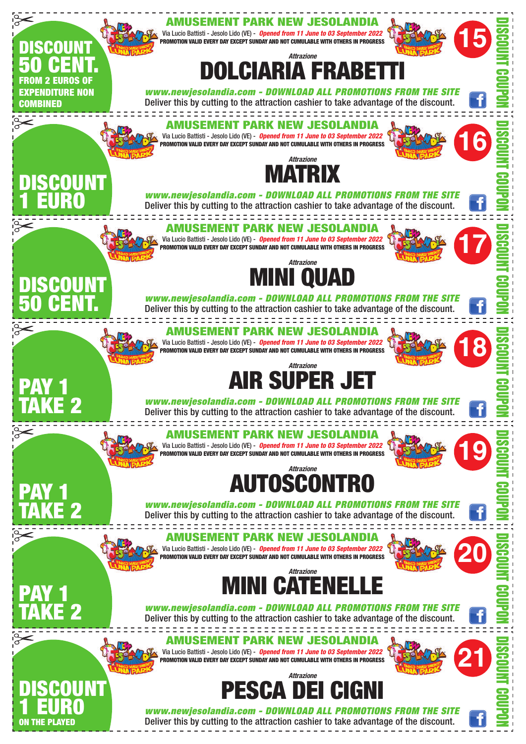## Coupon 15

**DISCOUNT 50 CENT.** FROM 2 EUROS OF EXPENDITURE NON COMBINED

**AMUSEMENT PARK NEW JESOLANDIA**
Via Lucio Battisti - Jesolo Lido (VE) - *Opened from 11 June to 03 September 2022*
PROMOTION VALID EVERY DAY EXCEPT SUNDAY AND NOT CUMULABLE WITH OTHERS IN PROGRESS

*Attrazione*
# DOLCIARIA FRABETTI

*www.newjesolandia.com - DOWNLOAD ALL PROMOTIONS FROM THE SITE*
Deliver this by cutting to the attraction cashier to take advantage of the discount.

DISCOUNT COUPON

## Coupon 16

**DISCOUNT 1 EURO**

**AMUSEMENT PARK NEW JESOLANDIA**
Via Lucio Battisti - Jesolo Lido (VE) - *Opened from 11 June to 03 September 2022*
PROMOTION VALID EVERY DAY EXCEPT SUNDAY AND NOT CUMULABLE WITH OTHERS IN PROGRESS

*Attrazione*
# MATRIX

*www.newjesolandia.com - DOWNLOAD ALL PROMOTIONS FROM THE SITE*
Deliver this by cutting to the attraction cashier to take advantage of the discount.

DISCOUNT COUPON

## Coupon 17

**DISCOUNT 50 CENT.**

**AMUSEMENT PARK NEW JESOLANDIA**
Via Lucio Battisti - Jesolo Lido (VE) - *Opened from 11 June to 03 September 2022*
PROMOTION VALID EVERY DAY EXCEPT SUNDAY AND NOT CUMULABLE WITH OTHERS IN PROGRESS

*Attrazione*
# MINI QUAD

*www.newjesolandia.com - DOWNLOAD ALL PROMOTIONS FROM THE SITE*
Deliver this by cutting to the attraction cashier to take advantage of the discount.

DISCOUNT COUPON

## Coupon 18

**PAY 1 TAKE 2**

**AMUSEMENT PARK NEW JESOLANDIA**
Via Lucio Battisti - Jesolo Lido (VE) - *Opened from 11 June to 03 September 2022*
PROMOTION VALID EVERY DAY EXCEPT SUNDAY AND NOT CUMULABLE WITH OTHERS IN PROGRESS

*Attrazione*
# AIR SUPER JET

*www.newjesolandia.com - DOWNLOAD ALL PROMOTIONS FROM THE SITE*
Deliver this by cutting to the attraction cashier to take advantage of the discount.

DISCOUNT COUPON

## Coupon 19

**PAY 1 TAKE 2**

**AMUSEMENT PARK NEW JESOLANDIA**
Via Lucio Battisti - Jesolo Lido (VE) - *Opened from 11 June to 03 September 2022*
PROMOTION VALID EVERY DAY EXCEPT SUNDAY AND NOT CUMULABLE WITH OTHERS IN PROGRESS

*Attrazione*
# AUTOSCONTRO

*www.newjesolandia.com - DOWNLOAD ALL PROMOTIONS FROM THE SITE*
Deliver this by cutting to the attraction cashier to take advantage of the discount.

DISCOUNT COUPON

## Coupon 20

**PAY 1 TAKE 2**

**AMUSEMENT PARK NEW JESOLANDIA**
Via Lucio Battisti - Jesolo Lido (VE) - *Opened from 11 June to 03 September 2022*
PROMOTION VALID EVERY DAY EXCEPT SUNDAY AND NOT CUMULABLE WITH OTHERS IN PROGRESS

*Attrazione*
# MINI CATENELLE

*www.newjesolandia.com - DOWNLOAD ALL PROMOTIONS FROM THE SITE*
Deliver this by cutting to the attraction cashier to take advantage of the discount.

DISCOUNT COUPON

## Coupon 21

**DISCOUNT 1 EURO** ON THE PLAYED

**AMUSEMENT PARK NEW JESOLANDIA**
Via Lucio Battisti - Jesolo Lido (VE) - *Opened from 11 June to 03 September 2022*
PROMOTION VALID EVERY DAY EXCEPT SUNDAY AND NOT CUMULABLE WITH OTHERS IN PROGRESS

*Attrazione*
# PESCA DEI CIGNI

*www.newjesolandia.com - DOWNLOAD ALL PROMOTIONS FROM THE SITE*
Deliver this by cutting to the attraction cashier to take advantage of the discount.

DISCOUNT COUPON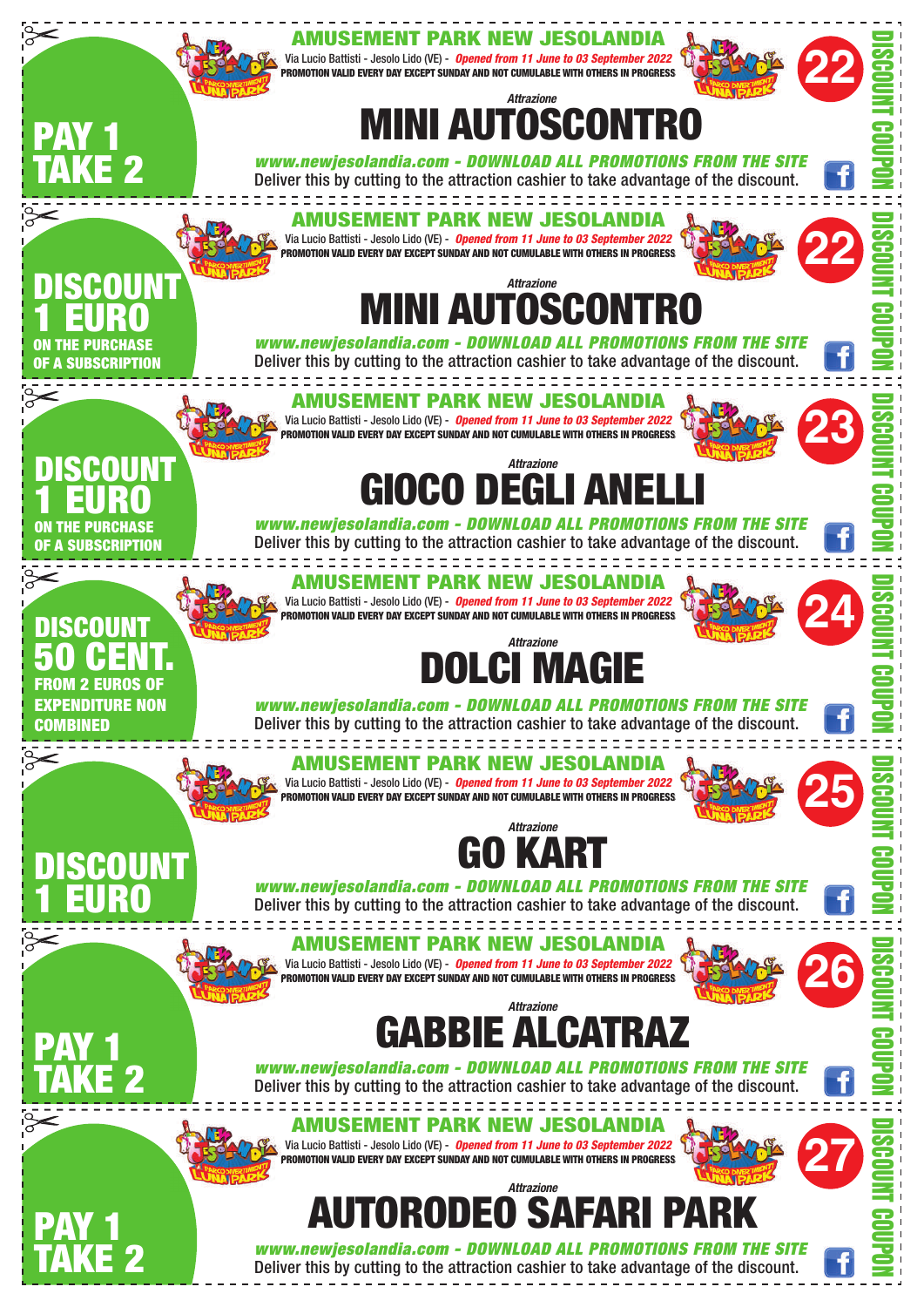**PAY 1 TAKE 2**

**AMUSEMENT PARK NEW JESOLANDIA**

Via Lucio Battisti - Jesolo Lido (VE) - *Opened from 11 June to 03 September 2022*

PROMOTION VALID EVERY DAY EXCEPT SUNDAY AND NOT CUMULABLE WITH OTHERS IN PROGRESS

**22**

*Attrazione*

# MINI AUTOSCONTRO

*www.newjesolandia.com - DOWNLOAD ALL PROMOTIONS FROM THE SITE*

Deliver this by cutting to the attraction cashier to take advantage of the discount.

DISCOUNT COUPON

---

**DISCOUNT 1 EURO**
**ON THE PURCHASE OF A SUBSCRIPTION**

**AMUSEMENT PARK NEW JESOLANDIA**

Via Lucio Battisti - Jesolo Lido (VE) - *Opened from 11 June to 03 September 2022*

PROMOTION VALID EVERY DAY EXCEPT SUNDAY AND NOT CUMULABLE WITH OTHERS IN PROGRESS

**22**

*Attrazione*

# MINI AUTOSCONTRO

*www.newjesolandia.com - DOWNLOAD ALL PROMOTIONS FROM THE SITE*

Deliver this by cutting to the attraction cashier to take advantage of the discount.

DISCOUNT COUPON

---

**DISCOUNT 1 EURO**
**ON THE PURCHASE OF A SUBSCRIPTION**

**AMUSEMENT PARK NEW JESOLANDIA**

Via Lucio Battisti - Jesolo Lido (VE) - *Opened from 11 June to 03 September 2022*

PROMOTION VALID EVERY DAY EXCEPT SUNDAY AND NOT CUMULABLE WITH OTHERS IN PROGRESS

**23**

*Attrazione*

# GIOCO DEGLI ANELLI

*www.newjesolandia.com - DOWNLOAD ALL PROMOTIONS FROM THE SITE*

Deliver this by cutting to the attraction cashier to take advantage of the discount.

DISCOUNT COUPON

---

**DISCOUNT 50 CENT.**
**FROM 2 EUROS OF EXPENDITURE NON COMBINED**

**AMUSEMENT PARK NEW JESOLANDIA**

Via Lucio Battisti - Jesolo Lido (VE) - *Opened from 11 June to 03 September 2022*

PROMOTION VALID EVERY DAY EXCEPT SUNDAY AND NOT CUMULABLE WITH OTHERS IN PROGRESS

**24**

*Attrazione*

# DOLCI MAGIE

*www.newjesolandia.com - DOWNLOAD ALL PROMOTIONS FROM THE SITE*

Deliver this by cutting to the attraction cashier to take advantage of the discount.

DISCOUNT COUPON

---

**DISCOUNT 1 EURO**

**AMUSEMENT PARK NEW JESOLANDIA**

Via Lucio Battisti - Jesolo Lido (VE) - *Opened from 11 June to 03 September 2022*

PROMOTION VALID EVERY DAY EXCEPT SUNDAY AND NOT CUMULABLE WITH OTHERS IN PROGRESS

**25**

*Attrazione*

# GO KART

*www.newjesolandia.com - DOWNLOAD ALL PROMOTIONS FROM THE SITE*

Deliver this by cutting to the attraction cashier to take advantage of the discount.

DISCOUNT COUPON

---

**PAY 1 TAKE 2**

**AMUSEMENT PARK NEW JESOLANDIA**

Via Lucio Battisti - Jesolo Lido (VE) - *Opened from 11 June to 03 September 2022*

PROMOTION VALID EVERY DAY EXCEPT SUNDAY AND NOT CUMULABLE WITH OTHERS IN PROGRESS

**26**

*Attrazione*

# GABBIE ALCATRAZ

*www.newjesolandia.com - DOWNLOAD ALL PROMOTIONS FROM THE SITE*

Deliver this by cutting to the attraction cashier to take advantage of the discount.

DISCOUNT COUPON

---

**PAY 1 TAKE 2**

**AMUSEMENT PARK NEW JESOLANDIA**

Via Lucio Battisti - Jesolo Lido (VE) - *Opened from 11 June to 03 September 2022*

PROMOTION VALID EVERY DAY EXCEPT SUNDAY AND NOT CUMULABLE WITH OTHERS IN PROGRESS

**27**

*Attrazione*

# AUTORODEO SAFARI PARK

*www.newjesolandia.com - DOWNLOAD ALL PROMOTIONS FROM THE SITE*

Deliver this by cutting to the attraction cashier to take advantage of the discount.

DISCOUNT COUPON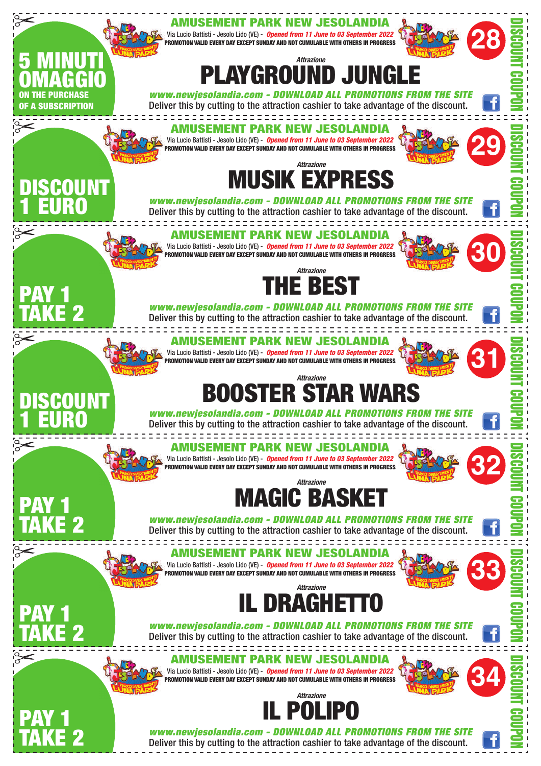**5 MINUTI OMAGGIO**
ON THE PURCHASE OF A SUBSCRIPTION

## AMUSEMENT PARK NEW JESOLANDIA

Via Lucio Battisti - Jesolo Lido (VE) - *Opened from 11 June to 03 September 2022*
PROMOTION VALID EVERY DAY EXCEPT SUNDAY AND NOT CUMULABLE WITH OTHERS IN PROGRESS

**28**

*Attrazione*

# PLAYGROUND JUNGLE

*www.newjesolandia.com - DOWNLOAD ALL PROMOTIONS FROM THE SITE*
Deliver this by cutting to the attraction cashier to take advantage of the discount.

DISCOUNT COUPON

---

**DISCOUNT 1 EURO**

## AMUSEMENT PARK NEW JESOLANDIA

Via Lucio Battisti - Jesolo Lido (VE) - *Opened from 11 June to 03 September 2022*
PROMOTION VALID EVERY DAY EXCEPT SUNDAY AND NOT CUMULABLE WITH OTHERS IN PROGRESS

**29**

*Attrazione*

# MUSIK EXPRESS

*www.newjesolandia.com - DOWNLOAD ALL PROMOTIONS FROM THE SITE*
Deliver this by cutting to the attraction cashier to take advantage of the discount.

DISCOUNT COUPON

---

**PAY 1 TAKE 2**

## AMUSEMENT PARK NEW JESOLANDIA

Via Lucio Battisti - Jesolo Lido (VE) - *Opened from 11 June to 03 September 2022*
PROMOTION VALID EVERY DAY EXCEPT SUNDAY AND NOT CUMULABLE WITH OTHERS IN PROGRESS

**30**

*Attrazione*

# THE BEST

*www.newjesolandia.com - DOWNLOAD ALL PROMOTIONS FROM THE SITE*
Deliver this by cutting to the attraction cashier to take advantage of the discount.

DISCOUNT COUPON

---

**DISCOUNT 1 EURO**

## AMUSEMENT PARK NEW JESOLANDIA

Via Lucio Battisti - Jesolo Lido (VE) - *Opened from 11 June to 03 September 2022*
PROMOTION VALID EVERY DAY EXCEPT SUNDAY AND NOT CUMULABLE WITH OTHERS IN PROGRESS

**31**

*Attrazione*

# BOOSTER STAR WARS

*www.newjesolandia.com - DOWNLOAD ALL PROMOTIONS FROM THE SITE*
Deliver this by cutting to the attraction cashier to take advantage of the discount.

DISCOUNT COUPON

---

**PAY 1 TAKE 2**

## AMUSEMENT PARK NEW JESOLANDIA

Via Lucio Battisti - Jesolo Lido (VE) - *Opened from 11 June to 03 September 2022*
PROMOTION VALID EVERY DAY EXCEPT SUNDAY AND NOT CUMULABLE WITH OTHERS IN PROGRESS

**32**

*Attrazione*

# MAGIC BASKET

*www.newjesolandia.com - DOWNLOAD ALL PROMOTIONS FROM THE SITE*
Deliver this by cutting to the attraction cashier to take advantage of the discount.

DISCOUNT COUPON

---

**PAY 1 TAKE 2**

## AMUSEMENT PARK NEW JESOLANDIA

Via Lucio Battisti - Jesolo Lido (VE) - *Opened from 11 June to 03 September 2022*
PROMOTION VALID EVERY DAY EXCEPT SUNDAY AND NOT CUMULABLE WITH OTHERS IN PROGRESS

**33**

*Attrazione*

# IL DRAGHETTO

*www.newjesolandia.com - DOWNLOAD ALL PROMOTIONS FROM THE SITE*
Deliver this by cutting to the attraction cashier to take advantage of the discount.

DISCOUNT COUPON

---

**PAY 1 TAKE 2**

## AMUSEMENT PARK NEW JESOLANDIA

Via Lucio Battisti - Jesolo Lido (VE) - *Opened from 11 June to 03 September 2022*
PROMOTION VALID EVERY DAY EXCEPT SUNDAY AND NOT CUMULABLE WITH OTHERS IN PROGRESS

**34**

*Attrazione*

# IL POLIPO

*www.newjesolandia.com - DOWNLOAD ALL PROMOTIONS FROM THE SITE*
Deliver this by cutting to the attraction cashier to take advantage of the discount.

DISCOUNT COUPON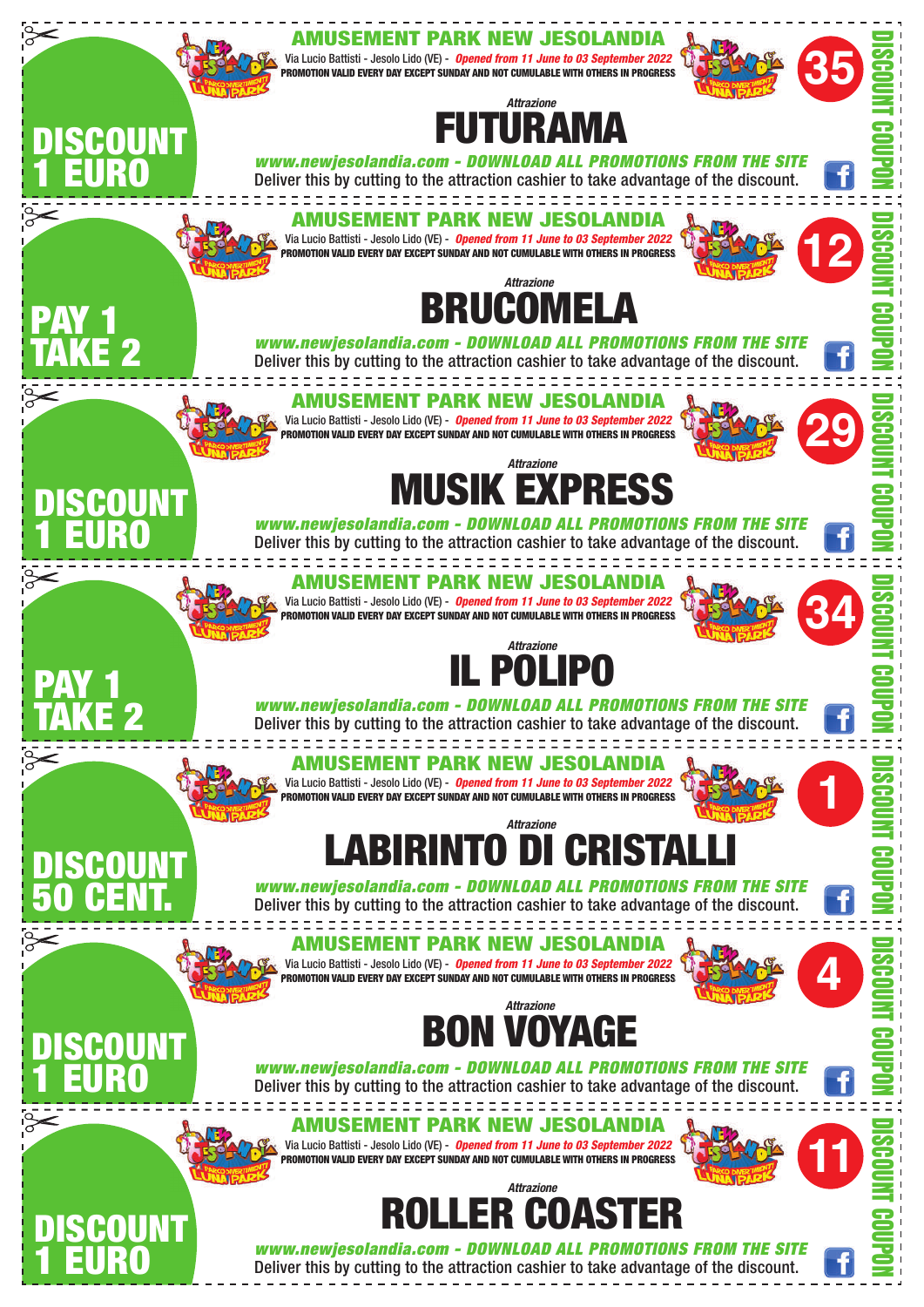## AMUSEMENT PARK NEW JESOLANDIA

Via Lucio Battisti - Jesolo Lido (VE) - *Opened from 11 June to 03 September 2022*
PROMOTION VALID EVERY DAY EXCEPT SUNDAY AND NOT CUMULABLE WITH OTHERS IN PROGRESS

**35**

**DISCOUNT 1 EURO**

*Attrazione*

# FUTURAMA

*www.newjesolandia.com - DOWNLOAD ALL PROMOTIONS FROM THE SITE*
Deliver this by cutting to the attraction cashier to take advantage of the discount.

DISCOUNT COUPON

---

## AMUSEMENT PARK NEW JESOLANDIA

Via Lucio Battisti - Jesolo Lido (VE) - *Opened from 11 June to 03 September 2022*
PROMOTION VALID EVERY DAY EXCEPT SUNDAY AND NOT CUMULABLE WITH OTHERS IN PROGRESS

**12**

**PAY 1 TAKE 2**

*Attrazione*

# BRUCOMELA

*www.newjesolandia.com - DOWNLOAD ALL PROMOTIONS FROM THE SITE*
Deliver this by cutting to the attraction cashier to take advantage of the discount.

DISCOUNT COUPON

---

## AMUSEMENT PARK NEW JESOLANDIA

Via Lucio Battisti - Jesolo Lido (VE) - *Opened from 11 June to 03 September 2022*
PROMOTION VALID EVERY DAY EXCEPT SUNDAY AND NOT CUMULABLE WITH OTHERS IN PROGRESS

**29**

**DISCOUNT 1 EURO**

*Attrazione*

# MUSIK EXPRESS

*www.newjesolandia.com - DOWNLOAD ALL PROMOTIONS FROM THE SITE*
Deliver this by cutting to the attraction cashier to take advantage of the discount.

DISCOUNT COUPON

---

## AMUSEMENT PARK NEW JESOLANDIA

Via Lucio Battisti - Jesolo Lido (VE) - *Opened from 11 June to 03 September 2022*
PROMOTION VALID EVERY DAY EXCEPT SUNDAY AND NOT CUMULABLE WITH OTHERS IN PROGRESS

**34**

**PAY 1 TAKE 2**

*Attrazione*

# IL POLIPO

*www.newjesolandia.com - DOWNLOAD ALL PROMOTIONS FROM THE SITE*
Deliver this by cutting to the attraction cashier to take advantage of the discount.

DISCOUNT COUPON

---

## AMUSEMENT PARK NEW JESOLANDIA

Via Lucio Battisti - Jesolo Lido (VE) - *Opened from 11 June to 03 September 2022*
PROMOTION VALID EVERY DAY EXCEPT SUNDAY AND NOT CUMULABLE WITH OTHERS IN PROGRESS

**1**

**DISCOUNT 50 CENT.**

*Attrazione*

# LABIRINTO DI CRISTALLI

*www.newjesolandia.com - DOWNLOAD ALL PROMOTIONS FROM THE SITE*
Deliver this by cutting to the attraction cashier to take advantage of the discount.

DISCOUNT COUPON

---

## AMUSEMENT PARK NEW JESOLANDIA

Via Lucio Battisti - Jesolo Lido (VE) - *Opened from 11 June to 03 September 2022*
PROMOTION VALID EVERY DAY EXCEPT SUNDAY AND NOT CUMULABLE WITH OTHERS IN PROGRESS

**4**

**DISCOUNT 1 EURO**

*Attrazione*

# BON VOYAGE

*www.newjesolandia.com - DOWNLOAD ALL PROMOTIONS FROM THE SITE*
Deliver this by cutting to the attraction cashier to take advantage of the discount.

DISCOUNT COUPON

---

## AMUSEMENT PARK NEW JESOLANDIA

Via Lucio Battisti - Jesolo Lido (VE) - *Opened from 11 June to 03 September 2022*
PROMOTION VALID EVERY DAY EXCEPT SUNDAY AND NOT CUMULABLE WITH OTHERS IN PROGRESS

**11**

**DISCOUNT 1 EURO**

*Attrazione*

# ROLLER COASTER

*www.newjesolandia.com - DOWNLOAD ALL PROMOTIONS FROM THE SITE*
Deliver this by cutting to the attraction cashier to take advantage of the discount.

DISCOUNT COUPON